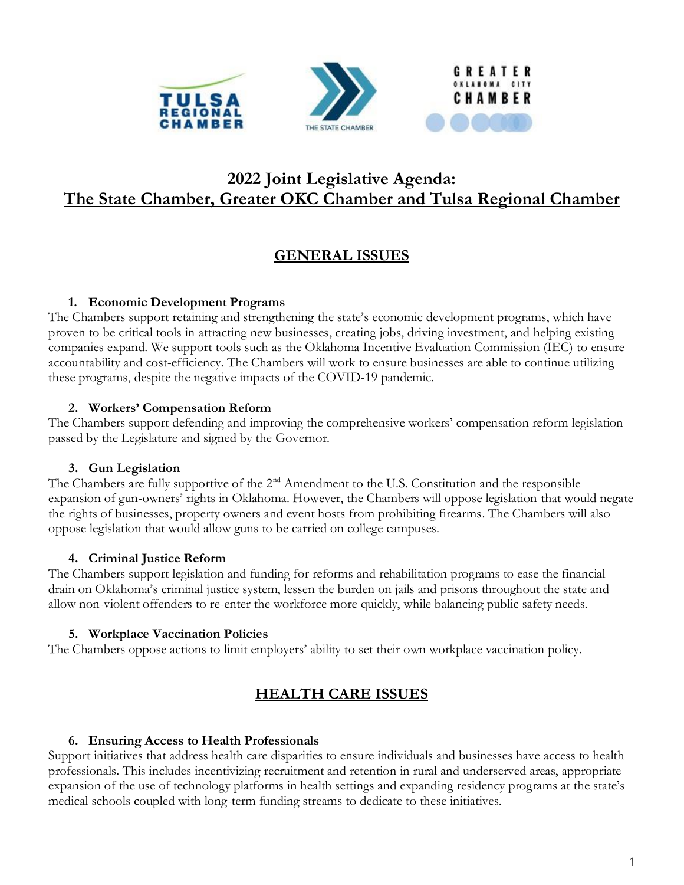# 2022 Joint Legislative Agenda: The State Chamber, Greater OKC Chamber and Tulsa Regional Chamber

## GENERAL ISSUES

### 1. Economic Development Programs

The Chambers support retaining and strengthening the state's economic development programs, which have proven to be critical tools in attracting new businesses, creating jobs, driving investment, and helping existing companies expand. We support tools such as the Oklahoma Incentive Evaluation Commission (IEC) to ensure accountability and cost-efficiency. The Chambers will work to ensure businesses are able to continue utilizing these programs, despite the negative impacts of the COVID-19 pandemic.

### 2. Workers' Compensation Reform

The Chambers support defending and improving the comprehensive workers' compensation reform legislation passed by the Legislature and signed by the Governor.

### 3. Gun Legislation

The Chambers are fully supportive of the 2nd Amendment to the U.S. Constitution and the responsible expansion of gun-owners' rights in Oklahoma. However, the Chambers will oppose legislation that would negate the rights of businesses, property owners and event hosts from prohibiting firearms. The Chambers will also oppose legislation that would allow guns to be carried on college campuses.

### 4. Criminal Justice Reform

The Chambers support legislation and funding for reforms and rehabilitation programs to ease the financial drain on Oklahoma's criminal justice system, lessen the burden on jails and prisons throughout the state and allow non-violent offenders to re-enter the workforce more quickly, while balancing public safety needs.

### 5. Workplace Vaccination Policies

The Chambers oppose actions to limit employers' ability to set their own workplace vaccination policy.

## HEALTH CARE ISSUES

### 6. Ensuring Access to Health Professionals

Support initiatives that address health care disparities to ensure individuals and businesses have access to health professionals. This includes incentivizing recruitment and retention in rural and underserved areas, appropriate expansion of the use of technology platforms in health settings and expanding residency programs at the state's medical schools coupled with long-term funding streams to dedicate to these initiatives.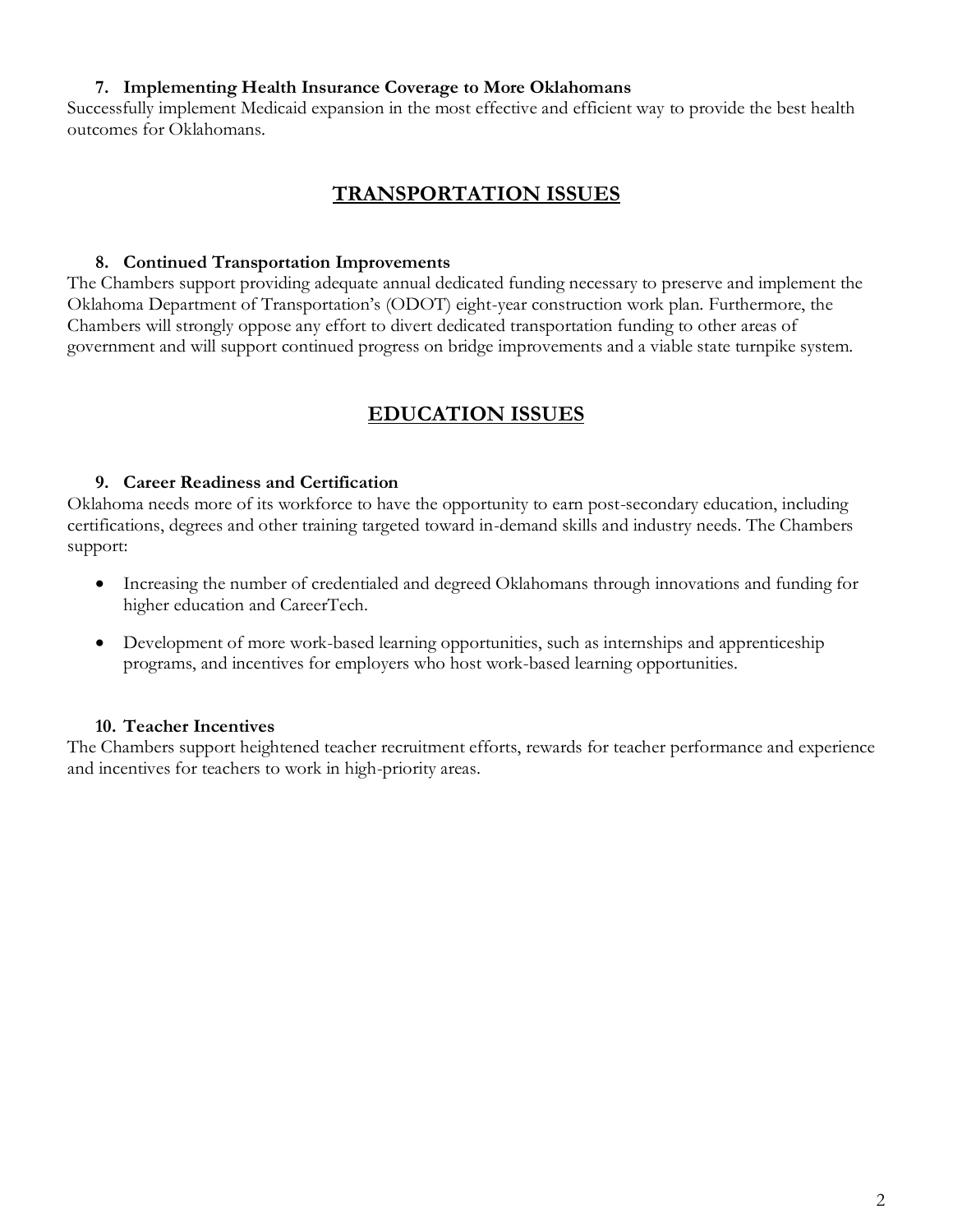### 7. Implementing Health Insurance Coverage to More Oklahomans

Successfully implement Medicaid expansion in the most effective and efficient way to provide the best health outcomes for Oklahomans.

## TRANSPORTATION ISSUES

### 8. Continued Transportation Improvements

The Chambers support providing adequate annual dedicated funding necessary to preserve and implement the Oklahoma Department of Transportation's (ODOT) eight-year construction work plan. Furthermore, the Chambers will strongly oppose any effort to divert dedicated transportation funding to other areas of government and will support continued progress on bridge improvements and a viable state turnpike system.

## EDUCATION ISSUES

### 9. Career Readiness and Certification

Oklahoma needs more of its workforce to have the opportunity to earn post-secondary education, including certifications, degrees and other training targeted toward in-demand skills and industry needs. The Chambers support:

- Increasing the number of credentialed and degreed Oklahomans through innovations and funding for higher education and CareerTech.
- Development of more work-based learning opportunities, such as internships and apprenticeship programs, and incentives for employers who host work-based learning opportunities.

### 10. Teacher Incentives

The Chambers support heightened teacher recruitment efforts, rewards for teacher performance and experience and incentives for teachers to work in high-priority areas.